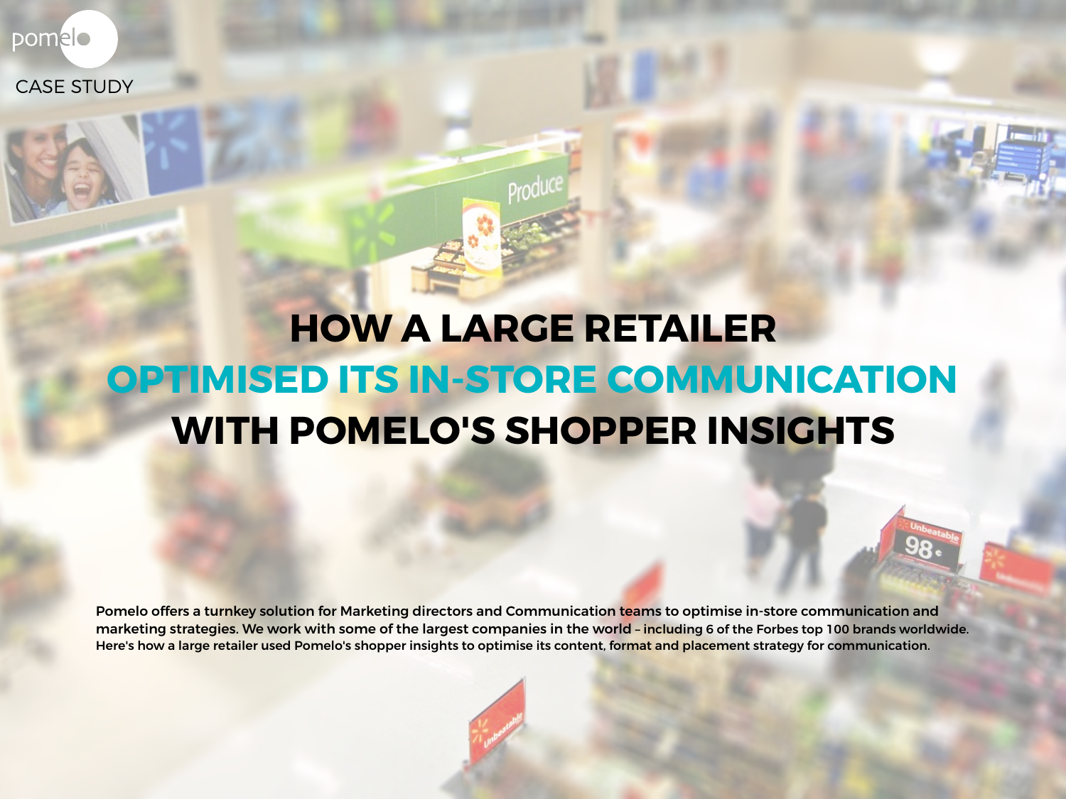pomelo

CASE STUDY

# HOW A LARGE RETAILER OPTIMISED ITS IN-STORE COMMUNICATION WITH POMELO'S SHOPPER INSIGHTS

Pomelo offers a turnkey solution for Marketing directors and Communication teams to optimise in-store communication and marketing strategies. We work with some of the largest companies in the world – including 6 of the Forbes top 100 brands worldwide. Here's how a large retailer used Pomelo's shopper insights to optimise its content, format and placement strategy for communication.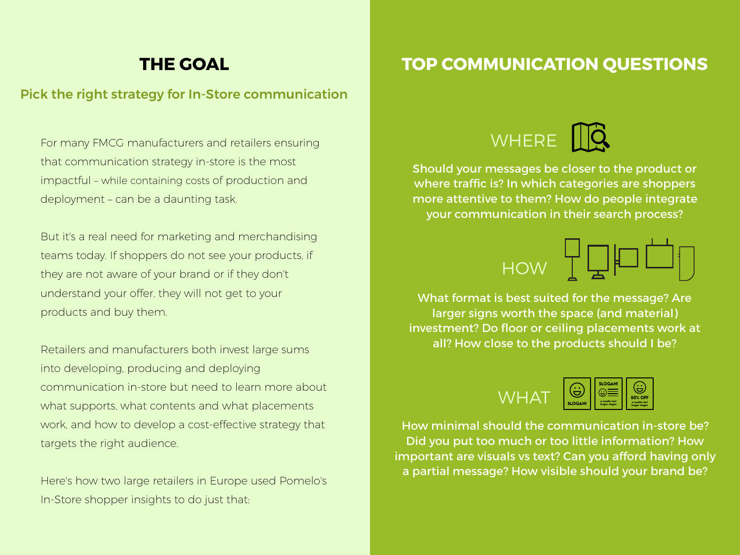## THE GOAL

**Pick the right strategy for In-Store communication**

For many FMCG manufacturers and retailers ensuring that communication strategy in-store is the most impactful – while containing costs of production and deployment – can be a daunting task.

But it's a real need for marketing and merchandising teams today. If shoppers do not see your products, if they are not aware of your brand or if they don't understand your offer, they will not get to your products and buy them.

Retailers and manufacturers both invest large sums into developing, producing and deploying communication in-store but need to learn more about what supports, what contents and what placements work, and how to develop a cost-effective strategy that targets the right audience.

Here's how two large retailers in Europe used Pomelo's In-Store shopper insights to do just that:

## TOP COMMUNICATION QUESTIONS

### WHERE

**Should your messages be closer to the product or where traffic is? In which categories are shoppers more attentive to them? How do people integrate your communication in their search process?**

### HOW

**What format is best suited for the message? Are larger signs worth the space (and material) investment? Do floor or ceiling placements work at all? How close to the products should I be?**

### WHAT

SLOGAN!

SLOGAN! a smaller but longer slogan

50% OFF a smaller but longer slogan

**How minimal should the communication in-store be? Did you put too much or too little information? How important are visuals vs text? Can you afford having only a partial message? How visible should your brand be?**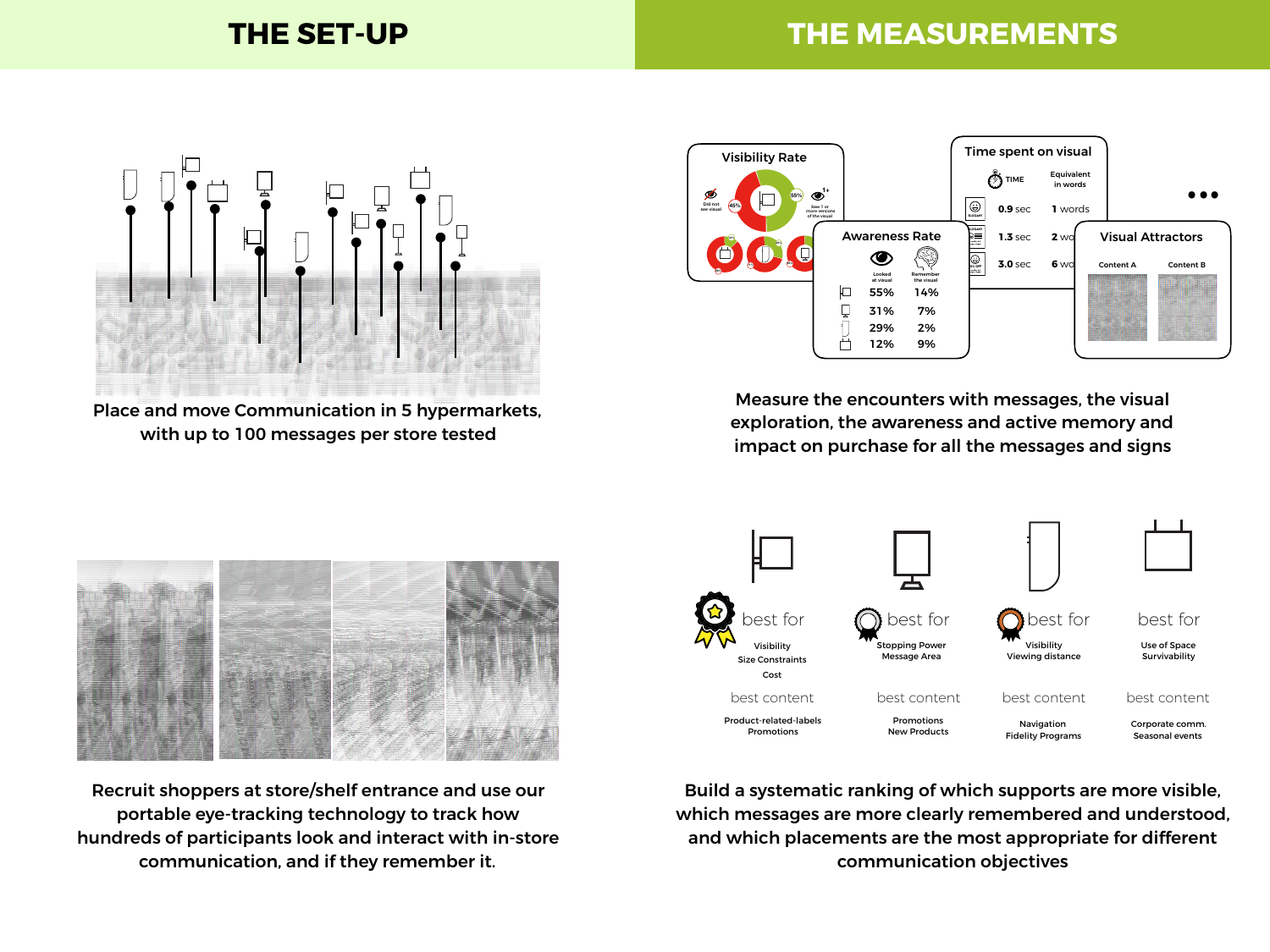## THE SET-UP

Place and move Communication in 5 hypermarkets, with up to 100 messages per store tested

Recruit shoppers at store/shelf entrance and use our portable eye-tracking technology to track how hundreds of participants look and interact with in-store communication, and if they remember it.

## THE MEASUREMENTS

Visibility Rate

Did not see visual

45%

55%

Seen 1 or more versions of the visual

Time spent on visual

TIME

Equivalent in words

0.9 sec — 1 words

1.3 sec — 2 wo

3.0 sec — 6 wo

Awareness Rate

Looked at visual — Remember the visual

55% — 14%

31% — 7%

29% — 2%

12% — 9%

Visual Attractors

Content A

Content B

...

Measure the encounters with messages, the visual exploration, the awareness and active memory and impact on purchase for all the messages and signs

best for

Visibility
Size Constraints
Cost

best content

Product-related-labels
Promotions

best for

Stopping Power
Message Area

best content

Promotions
New Products

best for

Visibility
Viewing distance

best content

Navigation
Fidelity Programs

best for

Use of Space
Survivability

best content

Corporate comm.
Seasonal events

Build a systematic ranking of which supports are more visible, which messages are more clearly remembered and understood, and which placements are the most appropriate for different communication objectives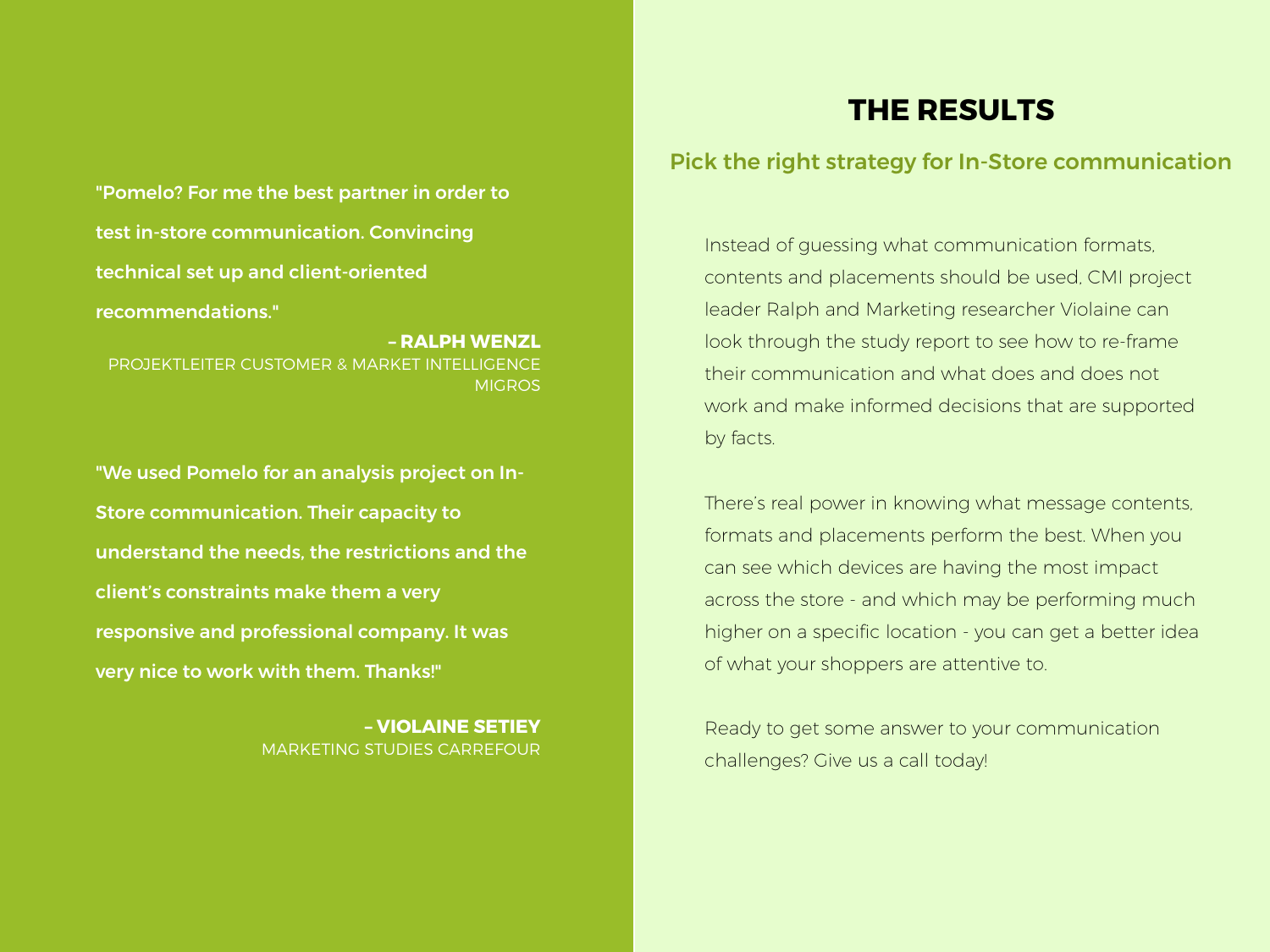**"Pomelo? For me the best partner in order to test in-store communication. Convincing technical set up and client-oriented recommendations."**

**– RALPH WENZL**
PROJEKTLEITER CUSTOMER & MARKET INTELLIGENCE
MIGROS

**"We used Pomelo for an analysis project on In-Store communication. Their capacity to understand the needs, the restrictions and the client's constraints make them a very responsive and professional company. It was very nice to work with them. Thanks!"**

**– VIOLAINE SETIEY**
MARKETING STUDIES CARREFOUR

# THE RESULTS

## Pick the right strategy for In-Store communication

Instead of guessing what communication formats, contents and placements should be used, CMI project leader Ralph and Marketing researcher Violaine can look through the study report to see how to re-frame their communication and what does and does not work and make informed decisions that are supported by facts.

There's real power in knowing what message contents, formats and placements perform the best. When you can see which devices are having the most impact across the store - and which may be performing much higher on a specific location - you can get a better idea of what your shoppers are attentive to.

Ready to get some answer to your communication challenges? Give us a call today!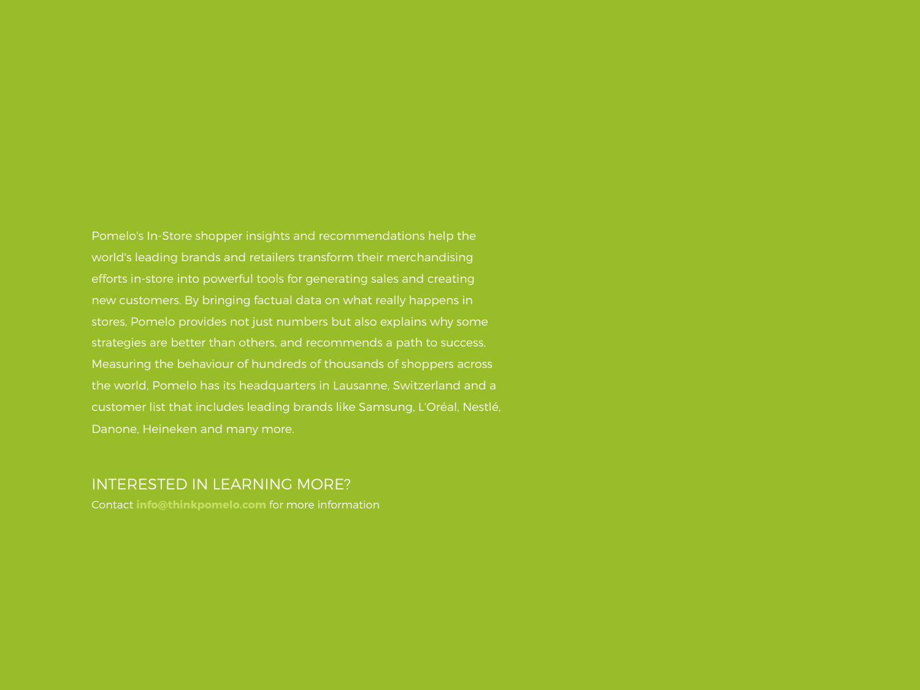Pomelo's In-Store shopper insights and recommendations help the world's leading brands and retailers transform their merchandising efforts in-store into powerful tools for generating sales and creating new customers. By bringing factual data on what really happens in stores, Pomelo provides not just numbers but also explains why some strategies are better than others, and recommends a path to success. Measuring the behaviour of hundreds of thousands of shoppers across the world, Pomelo has its headquarters in Lausanne, Switzerland and a customer list that includes leading brands like Samsung, L'Oréal, Nestlé, Danone, Heineken and many more.

## INTERESTED IN LEARNING MORE?

Contact **info@thinkpomelo.com** for more information